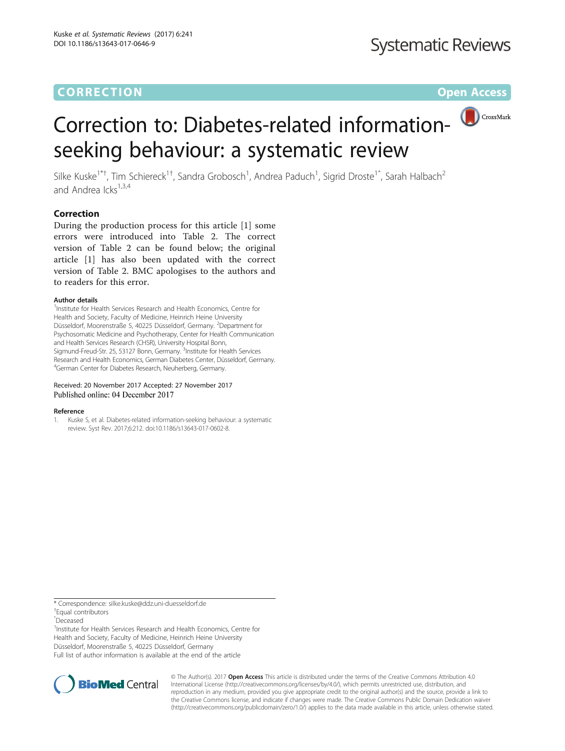CORRECTION

Open Access

# Correction to: Diabetes-related information-seeking behaviour: a systematic review

Silke Kuske[1*†], Tim Schiereck[1†], Sandra Grobosch[1], Andrea Paduch[1], Sigrid Droste[1^], Sarah Halbach[2] and Andrea Icks[1,3,4]

## Correction

During the production process for this article [1] some errors were introduced into Table 2. The correct version of Table 2 can be found below; the original article [1] has also been updated with the correct version of Table 2. BMC apologises to the authors and to readers for this error.

### Author details

[1]Institute for Health Services Research and Health Economics, Centre for Health and Society, Faculty of Medicine, Heinrich Heine University Düsseldorf, Moorenstraße 5, 40225 Düsseldorf, Germany. [2]Department for Psychosomatic Medicine and Psychotherapy, Center for Health Communication and Health Services Research (CHSR), University Hospital Bonn, Sigmund-Freud-Str. 25, 53127 Bonn, Germany. [3]Institute for Health Services Research and Health Economics, German Diabetes Center, Düsseldorf, Germany. [4]German Center for Diabetes Research, Neuherberg, Germany.

Received: 20 November 2017 Accepted: 27 November 2017
Published online: 04 December 2017

### Reference

1. Kuske S, et al. Diabetes-related information-seeking behaviour: a systematic review. Syst Rev. 2017;6:212. doi:10.1186/s13643-017-0602-8.

* Correspondence: silke.kuske@ddz.uni-duesseldorf.de
†Equal contributors
^Deceased
[1]Institute for Health Services Research and Health Economics, Centre for Health and Society, Faculty of Medicine, Heinrich Heine University Düsseldorf, Moorenstraße 5, 40225 Düsseldorf, Germany
Full list of author information is available at the end of the article

© The Author(s). 2017 **Open Access** This article is distributed under the terms of the Creative Commons Attribution 4.0 International License (http://creativecommons.org/licenses/by/4.0/), which permits unrestricted use, distribution, and reproduction in any medium, provided you give appropriate credit to the original author(s) and the source, provide a link to the Creative Commons license, and indicate if changes were made. The Creative Commons Public Domain Dedication waiver (http://creativecommons.org/publicdomain/zero/1.0/) applies to the data made available in this article, unless otherwise stated.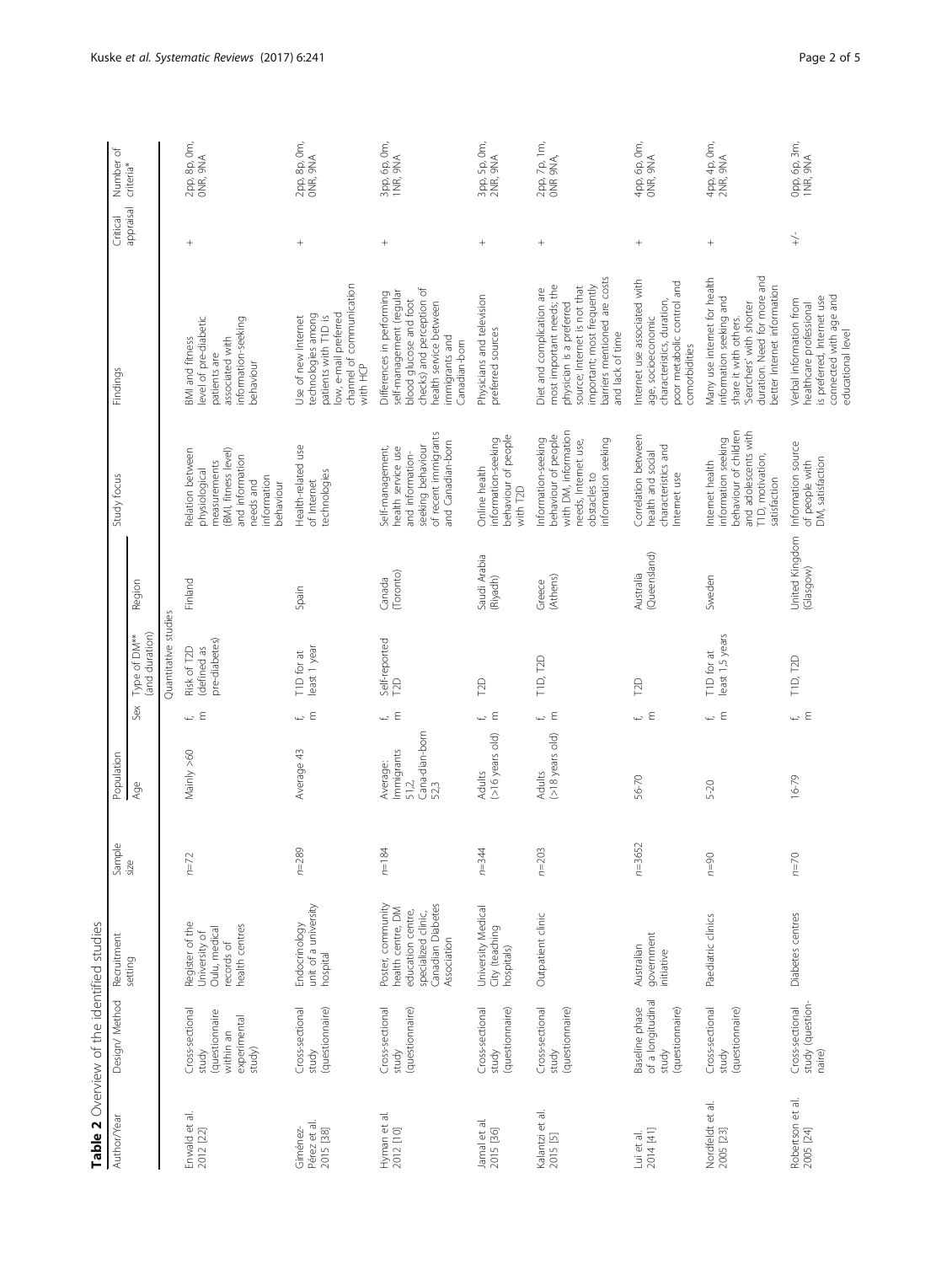**Table 2** Overview of the identified studies

| Author/Year | Design/ Method | Recruitment setting | Sample size | Population | | | | Study focus | Findings | Critical appraisal | Number of criteria* |
|---|---|---|---|---|---|---|---|---|---|---|---|
| | | | | Age | Sex | Type of DM** (and duration) | Region | | | | |
| | | | | | | Quantitative studies | | | | | |
| Enwald et al. 2012 [22] | Cross-sectional study (questionnaire within an experimental study) | Register of the University of Oulu, medical records of health centres | n=72 | Mainly >60 | f, m | Risk of T2D (defined as pre-diabetes) | Finland | Relation between physiological measurements (BMI, fitness level) and information needs and information behaviour | BMI and fitness level of pre-diabetic patients are associated with information-seeking behaviour | + | 2pp, 8p, 0m, 0NR, 9NA |
| Giménez-Pérez et al. 2015 [38] | Cross-sectional study (questionnaire) | Endocrinology unit of a university hospital | n=289 | Average 43 | f, m | T1D for at least 1 year | Spain | Health-related use of Internet technologies | Use of new Internet technologies among patients with T1D is low, e-mail preferred channel of communication with HCP | + | 2pp, 8p, 0m, 0NR, 9NA |
| Hyman et al. 2012 [10] | Cross-sectional study (questionnaire) | Poster, community health centre, DM education centre, specialized clinic, Canadian Diabetes Association | n=184 | Average: Immigrants 51.2, Cana-dian-born 52.3 | f, m | Self-reported T2D | Canada (Toronto) | Self-management, health service use and information-seeking behaviour of recent immigrants and Canadian-born | Differences in performing self-management (regular blood glucose and foot checks) and perception of health service between immigrants and Canadian-born | + | 3pp, 6p, 0m, 1NR, 9NA |
| Jamal et al. 2015 [36] | Cross-sectional study (questionnaire) | University Medical City (teaching hospitals) | n=344 | Adults (>16 years old) | f, m | T2D | Saudi Arabia (Riyadh) | Online health information-seeking behaviour of people with T2D | Physicians and television preferred sources | + | 3pp, 5p, 0m, 2NR, 9NA |
| Kalantzi et al. 2015 [5] | Cross-sectional study (questionnaire) | Outpatient clinic | n=203 | Adults (>18 years old) | f, m | T1D, T2D | Greece (Athens) | Information-seeking behaviour of people with DM, information needs, Internet use, obstacles to information seeking | Diet and complication are most important needs; the physician is a preferred source; Internet is not that important; most frequently barriers mentioned are costs and lack of time | + | 2pp, 7p, 1m, 0NR 9NA, |
| Lui et al. 2014 [41] | Baseline phase of a longitudinal study (questionnaire) | Australian government initiative | n=3652 | 56-70 | f, m | T2D | Australia (Queensland) | Correlation between health and social characteristics and Internet use | Internet use associated with age, socioeconomic characteristics, duration, poor metabolic control and comorbidities | + | 4pp, 6p, 0m, 0NR, 9NA |
| Nordfeldt et al. 2005 [23] | Cross-sectional study (questionnaire) | Paediatric clinics | n=90 | 5-20 | f, m | T1D for at least 1,5 years | Sweden | Internet health information seeking behaviour of children and adolescents with T1D, motivation, satisfaction | Many use internet for health information seeking and share it with others. 'Searchers' with shorter duration. Need for more and better Internet information | + | 4pp, 4p, 0m, 2NR, 9NA |
| Robertson et al. 2005 [24] | Cross-sectional study (question-naire) | Diabetes centres | n=70 | 16-79 | f, m | T1D, T2D | United Kingdom (Glasgow) | Information source of people with DM, satisfaction | Verbal information from healthcare professional is preferred, Internet use connected with age and educational level | +/- | 0pp, 6p, 3m, 1NR, 9NA |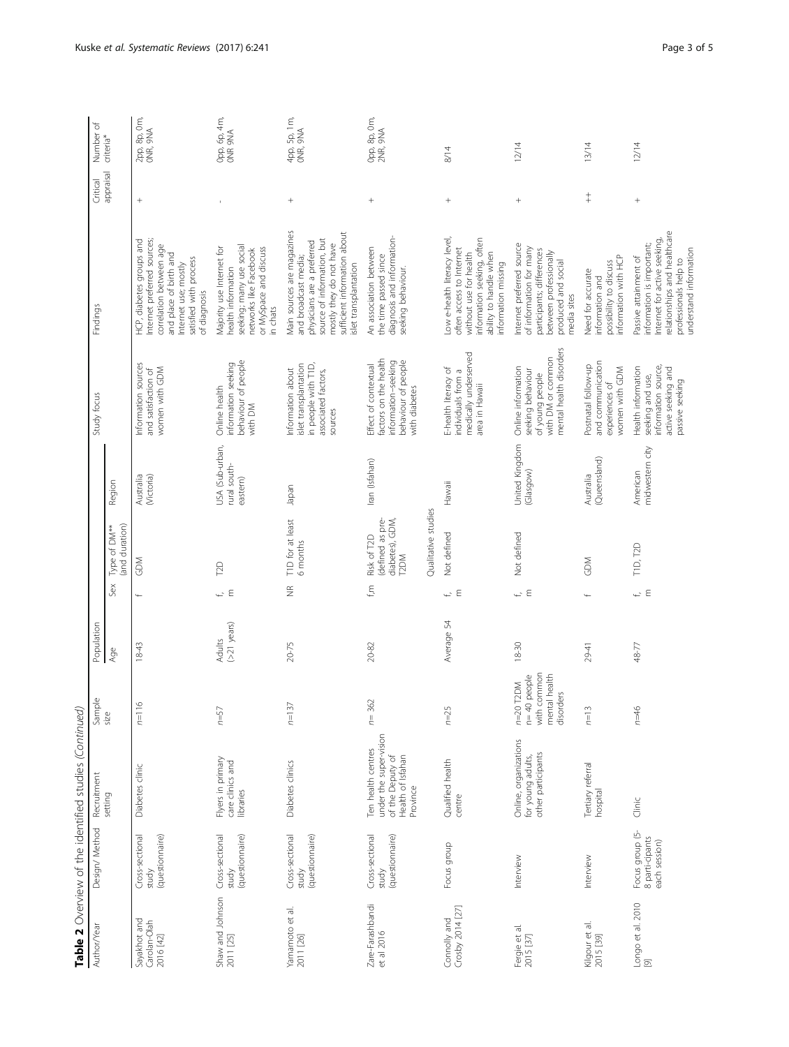**Table 2** Overview of the identified studies *(Continued)*

| Author/Year | Design/ Method | Recruitment setting | Sample size | Population | | | | Study focus | Findings | Critical appraisal | Number of criteria* |
|---|---|---|---|---|---|---|---|---|---|---|---|
| | | | | Age | Sex | Type of DM** (and duration) | Region | | | | |
| Sayakhot and Carolan-Olah 2016 [42] | Cross-sectional study (questionnaire) | Diabetes clinic | n=116 | 18-43 | f | GDM | Australia (Victoria) | Information sources and satisfaction of women with GDM | HCP, diabetes groups and Internet preferred sources; correlation between age and place of birth and Internet use; mostly satisfied with process of diagnosis | + | 2pp, 8p, 0m, 0NR, 9NA |
| Shaw and Johnson 2011 [25] | Cross-sectional study (questionnaire) | Flyers in primary care clinics and libraries | n=57 | Adults (>21 years) | f, m | T2D | USA (Sub-urban, rural south-eastern) | Online health information seeking behaviour of people with DM | Majority use Internet for health information seeking; many use social networks like Facebook or MySpace and discuss in chats | - | 0pp, 6p, 4m, 0NR 9NA |
| Yamamoto et al. 2011 [26] | Cross-sectional study (questionnaire) | Diabetes clinics | n=137 | 20-75 | NR | T1D for at least 6 months | Japan | Information about islet transplantation in people with T1D, associated factors, sources | Main sources are magazines and broadcast media; physicians are a preferred source of information, but mostly they do not have sufficient information about islet transplantation | + | 4pp, 5p, 1m, 0NR, 9NA |
| Zare-Farashbandi et al 2016 | Cross-sectional study (questionnaire) | Ten health centres under the super-vision of the Deputy of Health of Isfahan Province | n= 362 | 20-82 | f,m | Risk of T2D (defined as pre-diabetes), GDM, T2DM | Iran (Isfahan) | Effect of contextual factors on the health information -seeking behaviour of people with diabetes | An association between the time passed since diagnosis and information-seeking behaviour. | + | 0pp, 8p, 0m, 2NR, 9NA |
| | | | | | | Qualitative studies | | | | | |
| Connolly and Crosby 2014 [27] | Focus group | Qualified health centre | n=25 | Average 54 | f, m | Not defined | Hawaii | E-health literacy of individuals from a medically underserved area in Hawaii | Low e-health literacy level, often access to Internet without use for health information seeking, often ability to handle when information missing | + | 8/14 |
| Fergie et al. 2015 [37] | Interview | Online, organizations for young adults, other participants | n=20 T2DM n= 40 people with common mental health disorders | 18-30 | f, m | Not defined | United Kingdom (Glasgow) | Online information seeking behaviour of young people with DM or common mental health disorders | Internet preferred source of information for many participants; differences between professionally produced and social media sites | + | 12/14 |
| Kilgour et al. 2015 [39] | Interview | Tertiary referral hospital | n=13 | 29-41 | f | GDM | Australia (Queensland) | Postnatal follow-up and communication experiences of women with GDM | Need for accurate information and possibility to discuss information with HCP | ++ | 13/14 |
| Longo et al. 2010 [9] | Focus group (5-8 parti-cipants each session) | Clinic | n=46 | 48-77 | f, m | T1D, T2D | American midwestern city | Health information seeking and use, information source, active seeking and passive seeking | Passive attainment of information is important; Internet for active seeking, relationships and healthcare professionals help to understand information | + | 12/14 |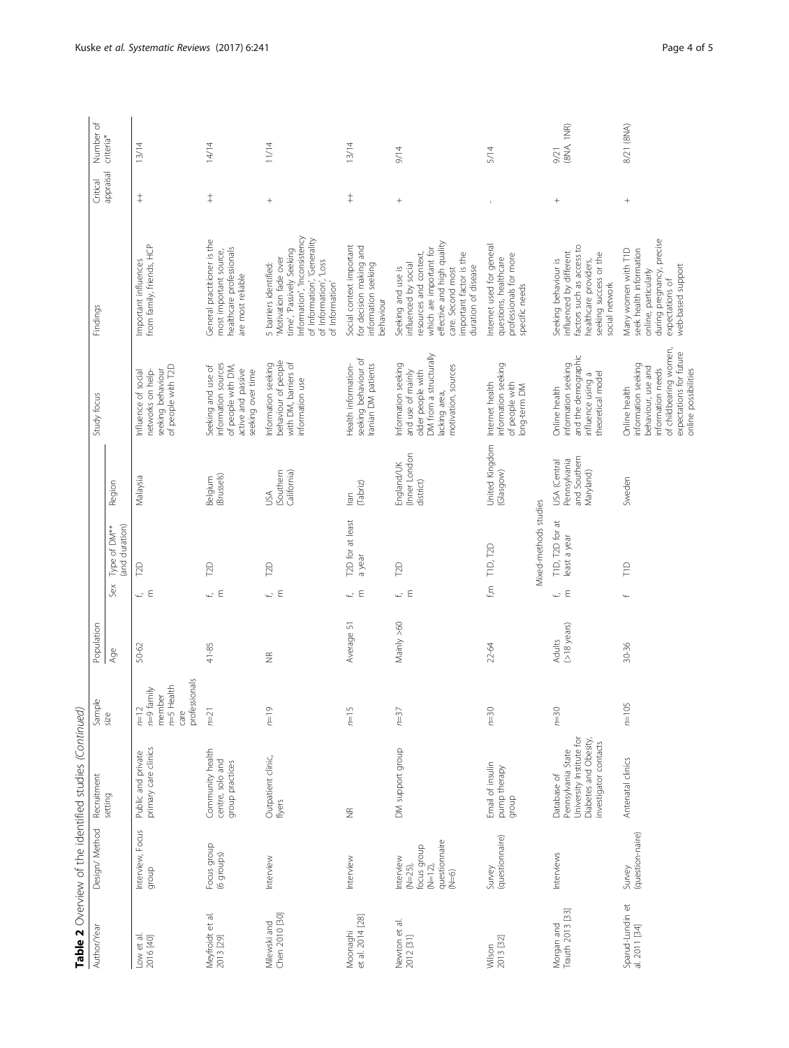**Table 2** Overview of the identified studies *(Continued)*

| Author/Year | Design/ Method | Recruitment setting | Sample size | Population | | | Region | Study focus | Findings | Critical appraisal | Number of criteria* |
|---|---|---|---|---|---|---|---|---|---|---|---|
| | | | | Age | Sex | Type of DM** (and duration) | | | | | |
| Low et al. 2016 [40] | Interview, Focus group | Public and private primary care clinics | n=12 n=9 family member n=5 Health care professionals | 50-62 | f, m | T2D | Malaysia | Influence of social networks on help-seeking behaviour of people with T2D | Important influences from family, friends, HCP | ++ | 13/14 |
| Meyfroidt et al. 2013 [29] | Focus group (6 groups) | Community health centre, solo and group practices | n=21 | 41-85 | f, m | T2D | Belgium (Brussels) | Seeking and use of information sources of people with DM, active and passive seeking over time | General practitioner is the most important source, healthcare professionals are most reliable | ++ | 14/14 |
| Milewski and Chen 2010 [30] | Interview | Outpatient clinic, flyers | n=19 | NR | f, m | T2D | USA (Southern California) | Information seeking behaviour of people with DM, barriers of information use | 5 barriers identified: 'Motivation fade over time', 'Passively Seeking Information', 'Inconsistency of Information', 'Generality of Information', 'Loss of Information' | + | 11/14 |
| Moonaghi et al. 2014 [28] | Interview | NR | n=15 | Average 51 | f, m | T2D for at least a year | Iran (Tabriz) | Health information-seeking behaviour of Iranian DM patients | Social context important for decision making and information seeking behaviour | ++ | 13/14 |
| Newton et al. 2012 [31] | Interview (N=25), focus group (N=12), questionnaire (N=6) | DM support group | n=37 | Mainly >60 | f, m | T2D | England/UK (Inner London district) | Information seeking and use of mainly older people with DM from a structurally lacking area, motivation, sources | Seeking and use is influenced by social resources and context, which are important for effective and high quality care. Second most important factor is the duration of disease | + | 9/14 |
| Wilson 2013 [32] | Survey (questionnaire) | Email of insulin pump therapy group | n=30 | 22-64 | f,m | T1D, T2D | United Kingdom (Glasgow) | Internet health information seeking of people with long-term DM | Internet used for general questions, healthcare professionals for more specific needs | - | 5/14 |
| Mixed-methods studies | | | | | | | | | | | |
| Morgan and Trauth 2013 [33] | Interviews | Database of Pennsylvania State University Institute for Diabetes and Obesity, investigator contacts | n=30 | Adults (>18 years) | f, m | T1D, T2D for at least a year | USA (Central Pennsylvania and Southern Maryland) | Online health information seeking and the demographic influence using a theoretical model | Seeking behaviour is influenced by different factors such as access to healthcare providers, seeking success or the social network | + | 9/21 (8NA, 1NR) |
| Sparud-Lundin et al. 2011 [34] | Survey (question-naire) | Antenatal clinics | n=105 | 30-36 | f | T1D | Sweden | Online health information seeking behaviour, use and information needs of childbearing women, expectations for future online possibilities | Many women with T1D seek health information online, particularly during pregnancy, precise expectations of web-based support | + | 8/21 (8NA) |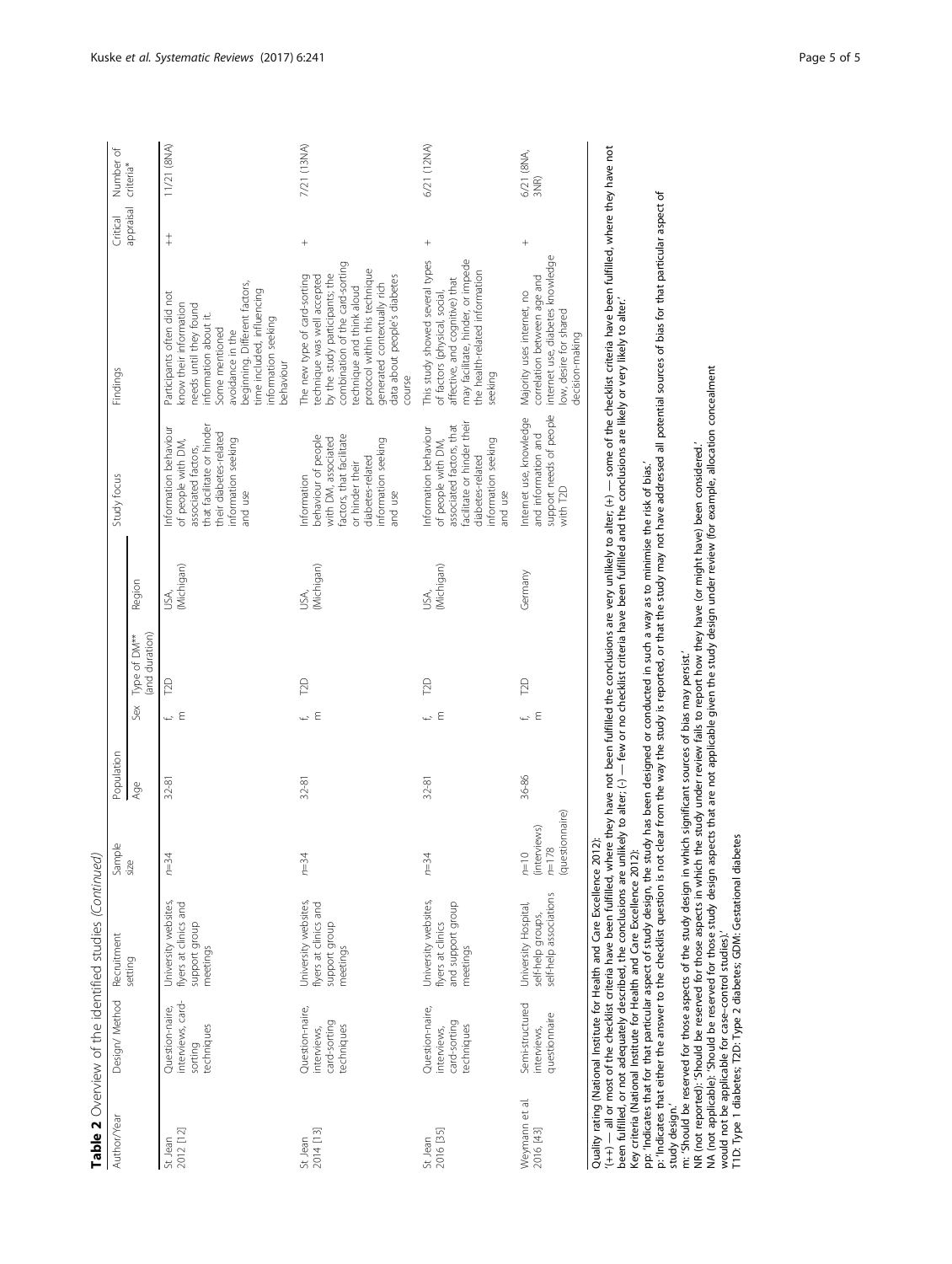**Table 2** Overview of the identified studies *(Continued)*

| Author/Year | Design/ Method | Recruitment setting | Sample size | Population | | | Region | Study focus | Findings | Critical appraisal | Number of criteria* |
|---|---|---|---|---|---|---|---|---|---|---|---|
| | | | | Age | Sex | Type of DM** (and duration) | | | | | |
| St Jean 2012 [12] | Question-naire, interviews, card-sorting techniques | University websites, flyers at clinics and support group meetings | n=34 | 32-81 | f, m | T2D | USA, (Michigan) | Information behaviour of people with DM, associated factors, that facilitate or hinder their diabetes-related information seeking and use | Participants often did not know their information needs until they found information about it. Some mentioned avoidance in the beginning. Different factors, time included, influencing information seeking behaviour | ++ | 11/21 (8NA) |
| St Jean 2014 [13] | Question-naire, interviews, card-sorting techniques | University websites, flyers at clinics and support group meetings | n=34 | 32-81 | f, m | T2D | USA, (Michigan) | Information behaviour of people with DM, associated factors, that facilitate or hinder their diabetes-related information seeking and use | The new type of card-sorting technique was well accepted by the study participants; the combination of the card-sorting technique and think aloud protocol within this technique generated contextually rich data about people's diabetes course | + | 7/21 (13NA) |
| St Jean 2016 [35] | Question-naire, interviews, card-sorting techniques | University websites, flyers at clinics and support group meetings | n=34 | 32-81 | f, m | T2D | USA, (Michigan) | Information behaviour of people with DM, associated factors, that facilitate or hinder their diabetes-related information seeking and use | This study showed several types of factors (physical, social, affective, and cognitive) that may facilitate, hinder, or impede the health-related information seeking | + | 6/21 (12NA) |
| Weymann et al. 2016 [43] | Semi-structured interviews, questionnaire | University Hospital, self-help groups, self-help associations | n=10 (interviews) n=178 (questionnaire) | 36-86 | f, m | T2D | Germany | Internet use, knowledge and information and support needs of people with T2D | Majority uses internet, no correlation between age and internet use, diabetes knowledge low, desire for shared decision-making | + | 6/21 (8NA, 3NR) |

Quality rating (National Institute for Health and Care Excellence 2012):
'(++) — all or most of the checklist criteria have been fulfilled, where they have not been fulfilled the conclusions are very unlikely to alter; (+) — some of the checklist criteria have been fulfilled, where they have not been fulfilled, or not adequately described, the conclusions are unlikely to alter; (-) — few or no checklist criteria have been fulfilled and the conclusions are likely or very likely to alter.'
Key criteria (National Institute for Health and Care Excellence 2012):
pp: 'Indicates that for that particular aspect of study design, the study has been designed or conducted in such a way as to minimise the risk of bias.'
p: 'Indicates that either the answer to the checklist question is not clear from the way the study is reported, or that the study may not have addressed all potential sources of bias for that particular aspect of study design.'
m: 'Should be reserved for those aspects of the study design in which significant sources of bias may persist.'
NR (not reported): 'Should be reserved for those aspects in which the study under review fails to report how they have (or might have) been considered.'
NA (not applicable): 'Should be reserved for those study design aspects that are not applicable given the study design under review (for example, allocation concealment would not be applicable for case–control studies).'
T1D: Type 1 diabetes; T2D: Type 2 diabetes; GDM: Gestational diabetes